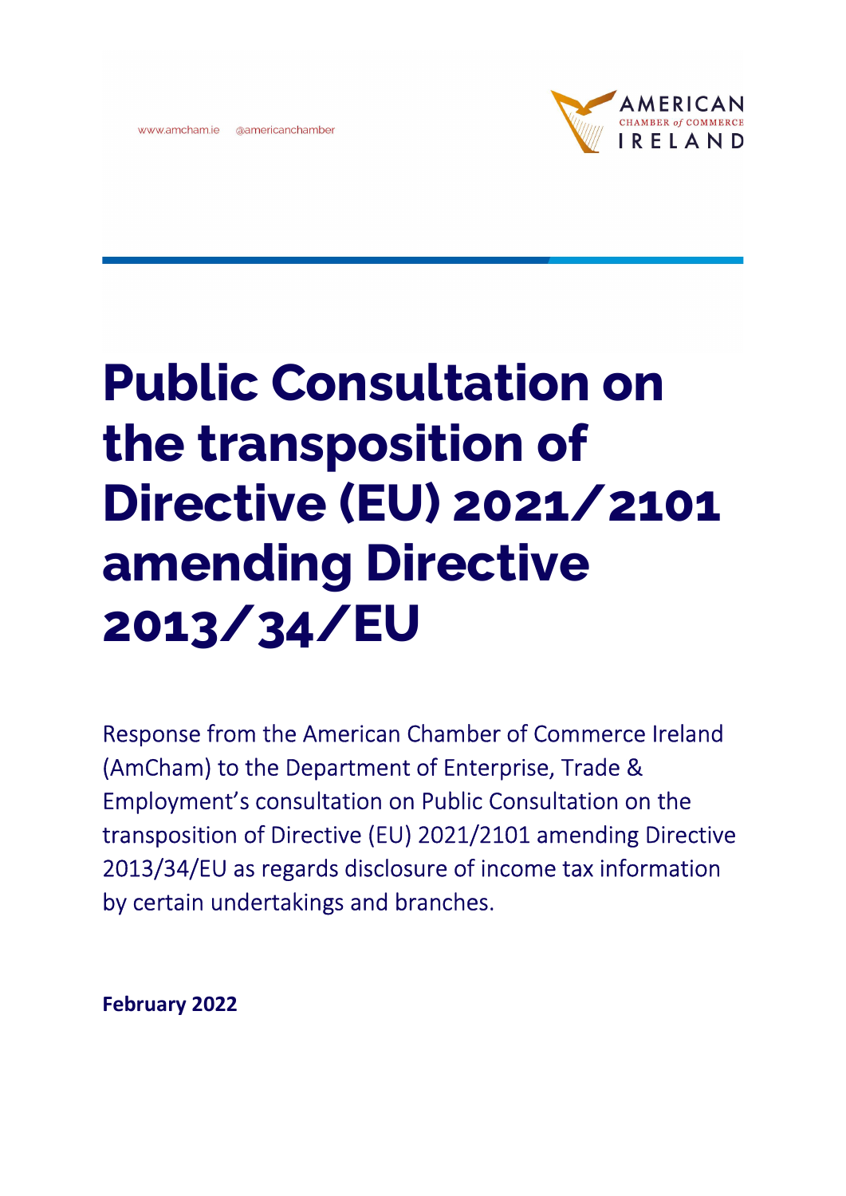www.amcham.ie @americanchamber

AMERICAN CHAMBER of COMMERCE IRELAND

# Public Consultation on the transposition of Directive (EU) 2021/2101 amending Directive 2013/34/EU

Response from the American Chamber of Commerce Ireland (AmCham) to the Department of Enterprise, Trade & Employment's consultation on Public Consultation on the transposition of Directive (EU) 2021/2101 amending Directive 2013/34/EU as regards disclosure of income tax information by certain undertakings and branches.

**February 2022**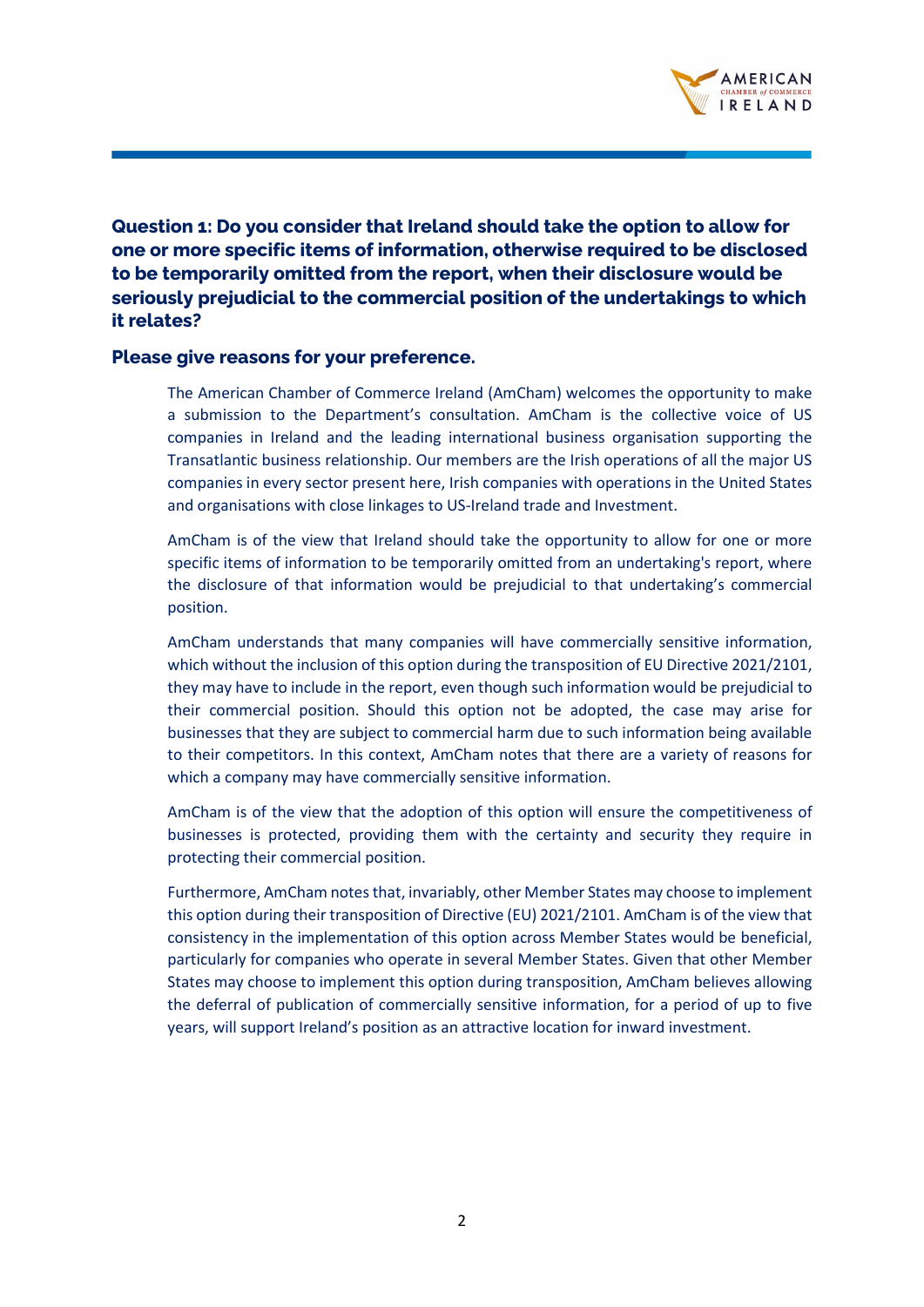**Question 1: Do you consider that Ireland should take the option to allow for one or more specific items of information, otherwise required to be disclosed to be temporarily omitted from the report, when their disclosure would be seriously prejudicial to the commercial position of the undertakings to which it relates?**

**Please give reasons for your preference.**

The American Chamber of Commerce Ireland (AmCham) welcomes the opportunity to make a submission to the Department's consultation. AmCham is the collective voice of US companies in Ireland and the leading international business organisation supporting the Transatlantic business relationship. Our members are the Irish operations of all the major US companies in every sector present here, Irish companies with operations in the United States and organisations with close linkages to US-Ireland trade and Investment.

AmCham is of the view that Ireland should take the opportunity to allow for one or more specific items of information to be temporarily omitted from an undertaking's report, where the disclosure of that information would be prejudicial to that undertaking's commercial position.

AmCham understands that many companies will have commercially sensitive information, which without the inclusion of this option during the transposition of EU Directive 2021/2101, they may have to include in the report, even though such information would be prejudicial to their commercial position. Should this option not be adopted, the case may arise for businesses that they are subject to commercial harm due to such information being available to their competitors. In this context, AmCham notes that there are a variety of reasons for which a company may have commercially sensitive information.

AmCham is of the view that the adoption of this option will ensure the competitiveness of businesses is protected, providing them with the certainty and security they require in protecting their commercial position.

Furthermore, AmCham notes that, invariably, other Member States may choose to implement this option during their transposition of Directive (EU) 2021/2101. AmCham is of the view that consistency in the implementation of this option across Member States would be beneficial, particularly for companies who operate in several Member States. Given that other Member States may choose to implement this option during transposition, AmCham believes allowing the deferral of publication of commercially sensitive information, for a period of up to five years, will support Ireland's position as an attractive location for inward investment.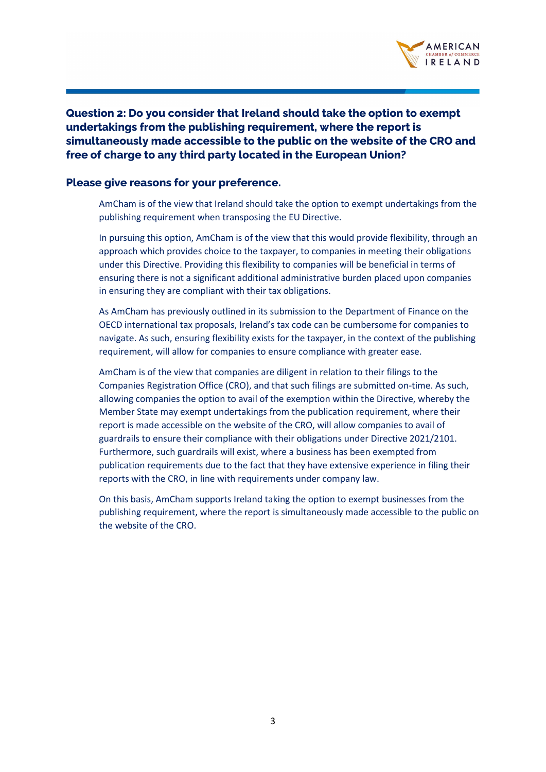## Question 2: Do you consider that Ireland should take the option to exempt undertakings from the publishing requirement, where the report is simultaneously made accessible to the public on the website of the CRO and free of charge to any third party located in the European Union?

### Please give reasons for your preference.

AmCham is of the view that Ireland should take the option to exempt undertakings from the publishing requirement when transposing the EU Directive.

In pursuing this option, AmCham is of the view that this would provide flexibility, through an approach which provides choice to the taxpayer, to companies in meeting their obligations under this Directive. Providing this flexibility to companies will be beneficial in terms of ensuring there is not a significant additional administrative burden placed upon companies in ensuring they are compliant with their tax obligations.

As AmCham has previously outlined in its submission to the Department of Finance on the OECD international tax proposals, Ireland's tax code can be cumbersome for companies to navigate. As such, ensuring flexibility exists for the taxpayer, in the context of the publishing requirement, will allow for companies to ensure compliance with greater ease.

AmCham is of the view that companies are diligent in relation to their filings to the Companies Registration Office (CRO), and that such filings are submitted on-time. As such, allowing companies the option to avail of the exemption within the Directive, whereby the Member State may exempt undertakings from the publication requirement, where their report is made accessible on the website of the CRO, will allow companies to avail of guardrails to ensure their compliance with their obligations under Directive 2021/2101. Furthermore, such guardrails will exist, where a business has been exempted from publication requirements due to the fact that they have extensive experience in filing their reports with the CRO, in line with requirements under company law.

On this basis, AmCham supports Ireland taking the option to exempt businesses from the publishing requirement, where the report is simultaneously made accessible to the public on the website of the CRO.